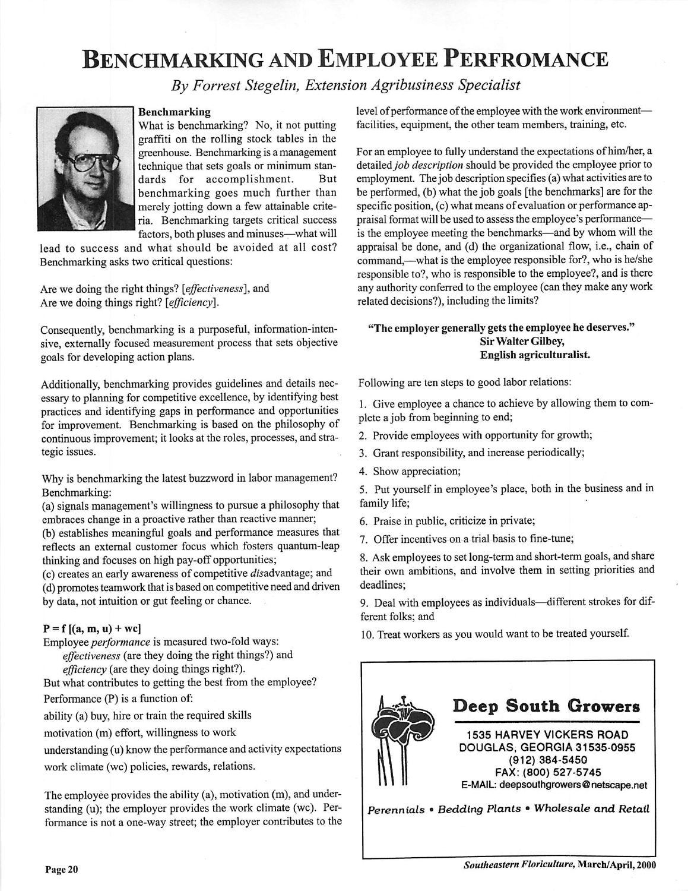# Benchmarking and Employee Perfromance

*By Forrest Stegelin, Extension Agribusiness Specialist*

### Benchmarking

What is benchmarking? No, it not putting graffiti on the rolling stock tables in the greenhouse. Benchmarking is a management technique that sets goals or minimum standards for accomplishment. But benchmarking goes much further than merely jotting down a few attainable criteria. Benchmarking targets critical success factors, both pluses and minuses—what will lead to success and what should be avoided at all cost? Benchmarking asks two critical questions:

Are we doing the right things? [*effectiveness*], and
Are we doing things right? [*efficiency*].

Consequently, benchmarking is a purposeful, information-intensive, externally focused measurement process that sets objective goals for developing action plans.

Additionally, benchmarking provides guidelines and details necessary to planning for competitive excellence, by identifying best practices and identifying gaps in performance and opportunities for improvement. Benchmarking is based on the philosophy of continuous improvement; it looks at the roles, processes, and strategic issues.

Why is benchmarking the latest buzzword in labor management? Benchmarking:

(a) signals management's willingness to pursue a philosophy that embraces change in a proactive rather than reactive manner;
(b) establishes meaningful goals and performance measures that reflects an external customer focus which fosters quantum-leap thinking and focuses on high pay-off opportunities;
(c) creates an early awareness of competitive *dis*advantage; and
(d) promotes teamwork that is based on competitive need and driven by data, not intuition or gut feeling or chance.

### $P = f[(a, m, u) + wc]$

Employee *performance* is measured two-fold ways:
*effectiveness* (are they doing the right things?) and
*efficiency* (are they doing things right?).

But what contributes to getting the best from the employee?

Performance (P) is a function of:

ability (a) buy, hire or train the required skills

motivation (m) effort, willingness to work

understanding (u) know the performance and activity expectations

work climate (wc) policies, rewards, relations.

The employee provides the ability (a), motivation (m), and understanding (u); the employer provides the work climate (wc). Performance is not a one-way street; the employer contributes to the level of performance of the employee with the work environment—facilities, equipment, the other team members, training, etc.

For an employee to fully understand the expectations of him/her, a detailed *job description* should be provided the employee prior to employment. The job description specifies (a) what activities are to be performed, (b) what the job goals [the benchmarks] are for the specific position, (c) what means of evaluation or performance appraisal format will be used to assess the employee's performance—is the employee meeting the benchmarks—and by whom will the appraisal be done, and (d) the organizational flow, i.e., chain of command,—what is the employee responsible for?, who is he/she responsible to?, who is responsible to the employee?, and is there any authority conferred to the employee (can they make any work related decisions?), including the limits?

**"The employer generally gets the employee he deserves."**
**Sir Walter Gilbey,**
**English agriculturalist.**

Following are ten steps to good labor relations:

1. Give employee a chance to achieve by allowing them to complete a job from beginning to end;
2. Provide employees with opportunity for growth;
3. Grant responsibility, and increase periodically;
4. Show appreciation;
5. Put yourself in employee's place, both in the business and in family life;
6. Praise in public, criticize in private;
7. Offer incentives on a trial basis to fine-tune;
8. Ask employees to set long-term and short-term goals, and share their own ambitions, and involve them in setting priorities and deadlines;
9. Deal with employees as individuals—different strokes for different folks; and
10. Treat workers as you would want to be treated yourself.

**Deep South Growers**

1535 HARVEY VICKERS ROAD
DOUGLAS, GEORGIA 31535-0955
(912) 384-5450
FAX: (800) 527-5745
E-MAIL: deepsouthgrowers@netscape.net

*Perennials • Bedding Plants • Wholesale and Retail*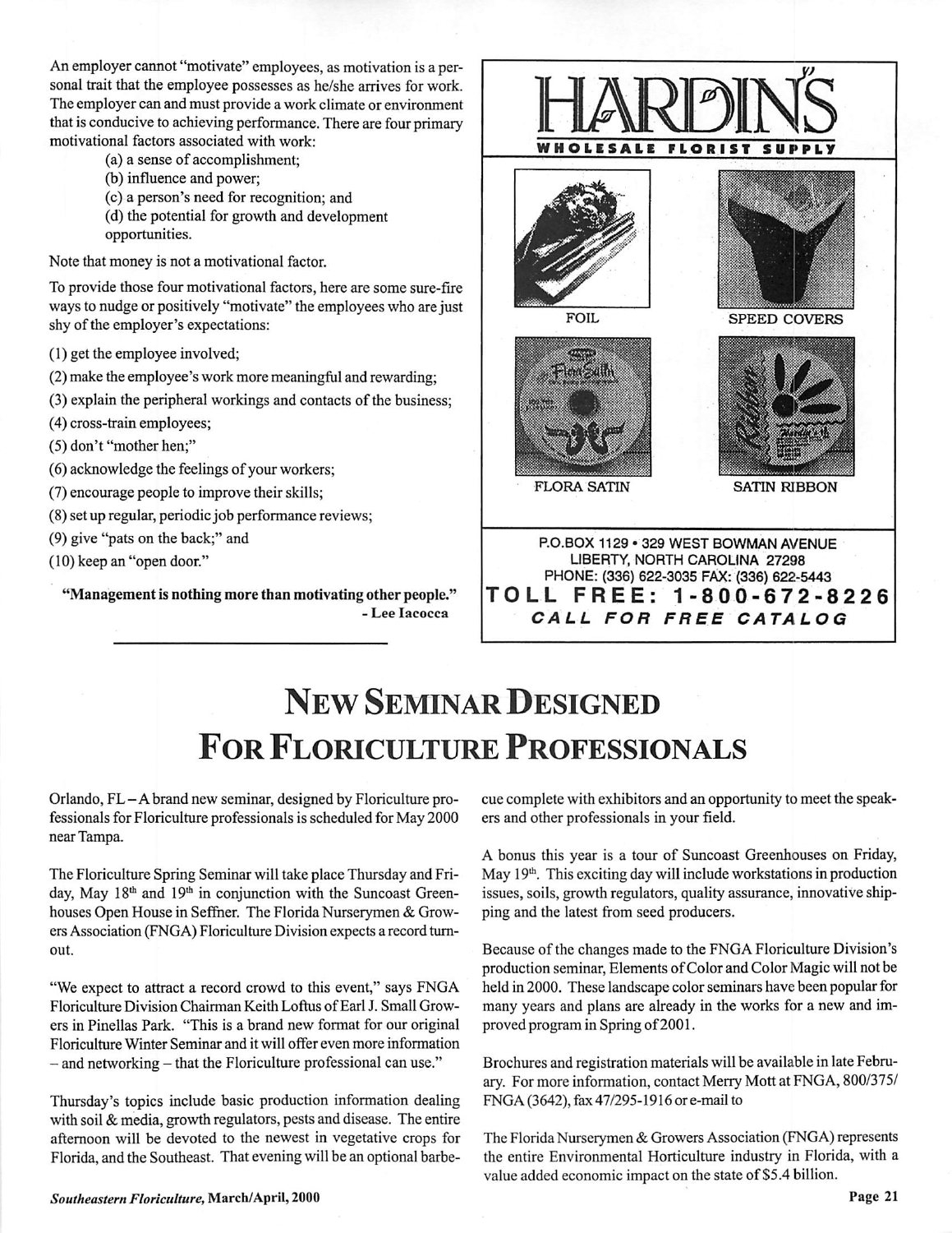An employer cannot "motivate" employees, as motivation is a personal trait that the employee possesses as he/she arrives for work. The employer can and must provide a work climate or environment that is conducive to achieving performance. There are four primary motivational factors associated with work:

(a) a sense of accomplishment;
(b) influence and power;
(c) a person's need for recognition; and
(d) the potential for growth and development opportunities.

Note that money is not a motivational factor.

To provide those four motivational factors, here are some sure-fire ways to nudge or positively "motivate" the employees who are just shy of the employer's expectations:

(1) get the employee involved;
(2) make the employee's work more meaningful and rewarding;
(3) explain the peripheral workings and contacts of the business;
(4) cross-train employees;
(5) don't "mother hen;"
(6) acknowledge the feelings of your workers;
(7) encourage people to improve their skills;
(8) set up regular, periodic job performance reviews;
(9) give "pats on the back;" and
(10) keep an "open door."

**"Management is nothing more than motivating other people."**
**- Lee Iacocca**

HARDIN'S
WHOLESALE FLORIST SUPPLY

FOIL
SPEED COVERS
FLORA SATIN
SATIN RIBBON

P.O.BOX 1129 • 329 WEST BOWMAN AVENUE
LIBERTY, NORTH CAROLINA 27298
PHONE: (336) 622-3035 FAX: (336) 622-5443
**TOLL FREE: 1-800-672-8226**
***CALL FOR FREE CATALOG***

# New Seminar Designed For Floriculture Professionals

Orlando, FL – A brand new seminar, designed by Floriculture professionals for Floriculture professionals is scheduled for May 2000 near Tampa.

The Floriculture Spring Seminar will take place Thursday and Friday, May 18th and 19th in conjunction with the Suncoast Greenhouses Open House in Seffner. The Florida Nurserymen & Growers Association (FNGA) Floriculture Division expects a record turnout.

"We expect to attract a record crowd to this event," says FNGA Floriculture Division Chairman Keith Loftus of Earl J. Small Growers in Pinellas Park. "This is a brand new format for our original Floriculture Winter Seminar and it will offer even more information – and networking – that the Floriculture professional can use."

Thursday's topics include basic production information dealing with soil & media, growth regulators, pests and disease. The entire afternoon will be devoted to the newest in vegetative crops for Florida, and the Southeast. That evening will be an optional barbecue complete with exhibitors and an opportunity to meet the speakers and other professionals in your field.

A bonus this year is a tour of Suncoast Greenhouses on Friday, May 19th. This exciting day will include workstations in production issues, soils, growth regulators, quality assurance, innovative shipping and the latest from seed producers.

Because of the changes made to the FNGA Floriculture Division's production seminar, Elements of Color and Color Magic will not be held in 2000. These landscape color seminars have been popular for many years and plans are already in the works for a new and improved program in Spring of 2001.

Brochures and registration materials will be available in late February. For more information, contact Merry Mott at FNGA, 800/375/FNGA (3642), fax 47/295-1916 or e-mail to

The Florida Nurserymen & Growers Association (FNGA) represents the entire Environmental Horticulture industry in Florida, with a value added economic impact on the state of $5.4 billion.